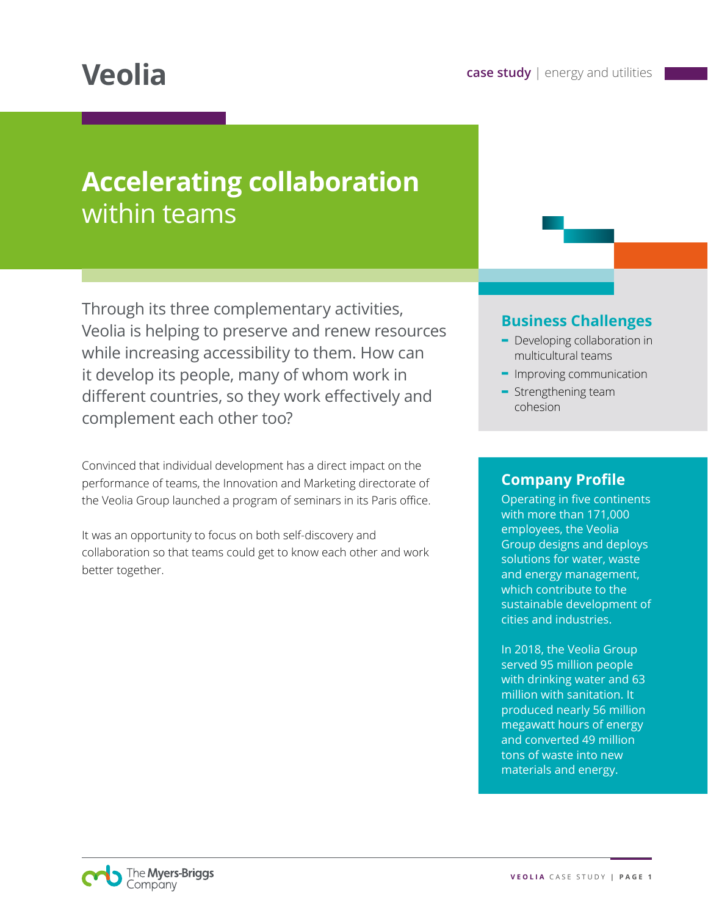# Veolia

case study | energy and utilities

## Accelerating collaboration within teams

Through its three complementary activities, Veolia is helping to preserve and renew resources while increasing accessibility to them. How can it develop its people, many of whom work in different countries, so they work effectively and complement each other too?

Convinced that individual development has a direct impact on the performance of teams, the Innovation and Marketing directorate of the Veolia Group launched a program of seminars in its Paris office.

It was an opportunity to focus on both self-discovery and collaboration so that teams could get to know each other and work better together.

### Business Challenges

- Developing collaboration in multicultural teams
- Improving communication
- Strengthening team cohesion

### Company Profile

Operating in five continents with more than 171,000 employees, the Veolia Group designs and deploys solutions for water, waste and energy management, which contribute to the sustainable development of cities and industries.

In 2018, the Veolia Group served 95 million people with drinking water and 63 million with sanitation. It produced nearly 56 million megawatt hours of energy and converted 49 million tons of waste into new materials and energy.

The Myers-Briggs Company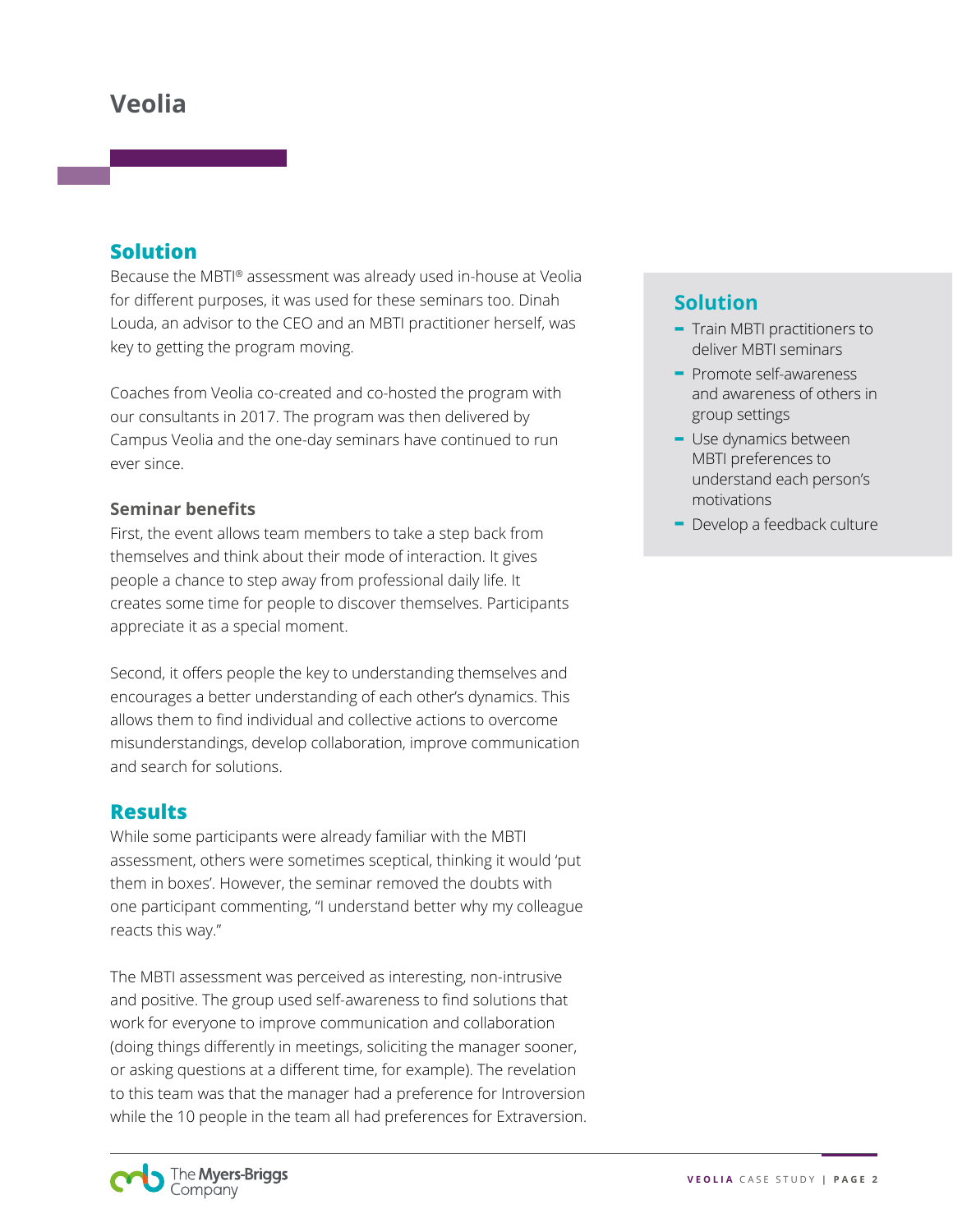# Veolia

## Solution

Because the MBTI® assessment was already used in-house at Veolia for different purposes, it was used for these seminars too. Dinah Louda, an advisor to the CEO and an MBTI practitioner herself, was key to getting the program moving.

Coaches from Veolia co-created and co-hosted the program with our consultants in 2017. The program was then delivered by Campus Veolia and the one-day seminars have continued to run ever since.

### Seminar benefits

First, the event allows team members to take a step back from themselves and think about their mode of interaction. It gives people a chance to step away from professional daily life. It creates some time for people to discover themselves. Participants appreciate it as a special moment.

Second, it offers people the key to understanding themselves and encourages a better understanding of each other's dynamics. This allows them to find individual and collective actions to overcome misunderstandings, develop collaboration, improve communication and search for solutions.

## Results

While some participants were already familiar with the MBTI assessment, others were sometimes sceptical, thinking it would 'put them in boxes'. However, the seminar removed the doubts with one participant commenting, "I understand better why my colleague reacts this way."

The MBTI assessment was perceived as interesting, non-intrusive and positive. The group used self-awareness to find solutions that work for everyone to improve communication and collaboration (doing things differently in meetings, soliciting the manager sooner, or asking questions at a different time, for example). The revelation to this team was that the manager had a preference for Introversion while the 10 people in the team all had preferences for Extraversion.

## Solution

- Train MBTI practitioners to deliver MBTI seminars
- Promote self-awareness and awareness of others in group settings
- Use dynamics between MBTI preferences to understand each person's motivations
- Develop a feedback culture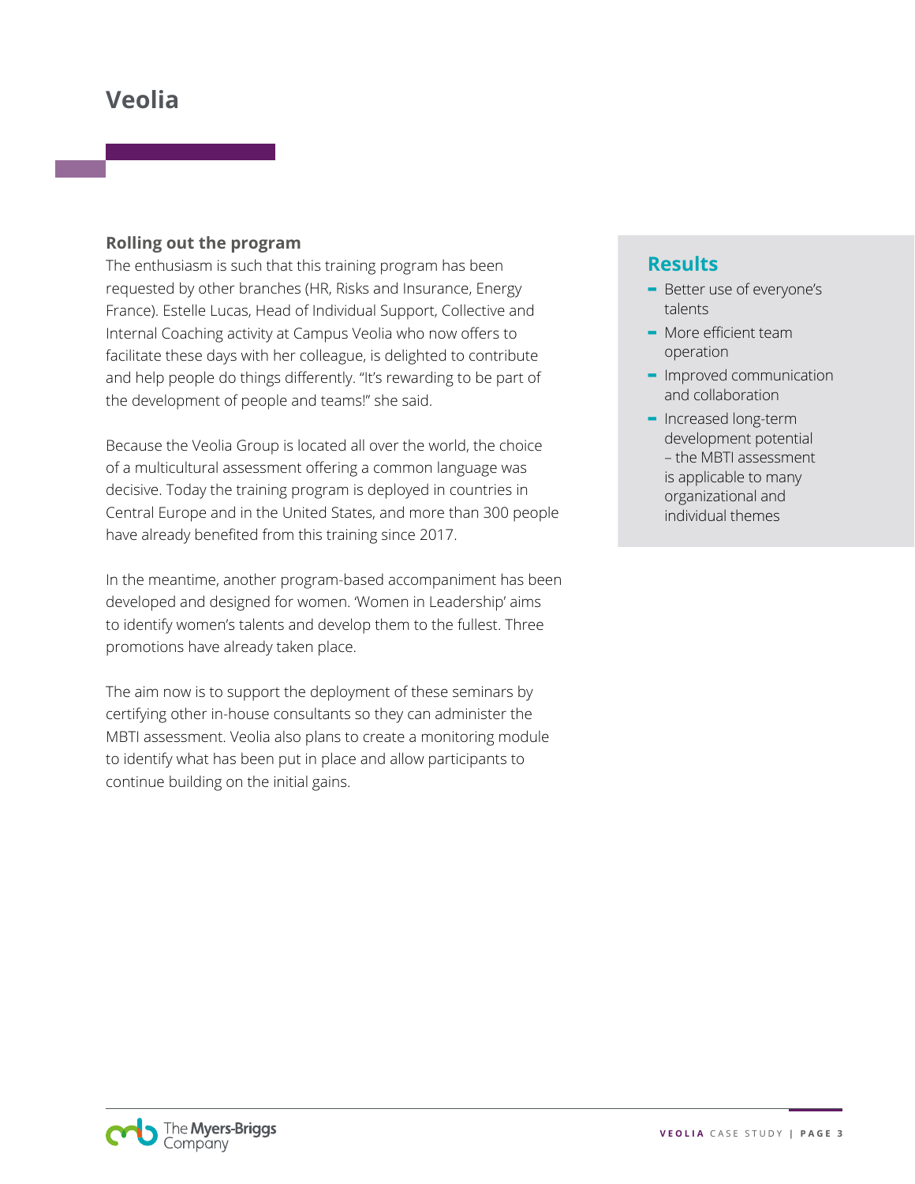# Veolia

### Rolling out the program

The enthusiasm is such that this training program has been requested by other branches (HR, Risks and Insurance, Energy France). Estelle Lucas, Head of Individual Support, Collective and Internal Coaching activity at Campus Veolia who now offers to facilitate these days with her colleague, is delighted to contribute and help people do things differently. "It's rewarding to be part of the development of people and teams!" she said.

Because the Veolia Group is located all over the world, the choice of a multicultural assessment offering a common language was decisive. Today the training program is deployed in countries in Central Europe and in the United States, and more than 300 people have already benefited from this training since 2017.

In the meantime, another program-based accompaniment has been developed and designed for women. 'Women in Leadership' aims to identify women's talents and develop them to the fullest. Three promotions have already taken place.

The aim now is to support the deployment of these seminars by certifying other in-house consultants so they can administer the MBTI assessment. Veolia also plans to create a monitoring module to identify what has been put in place and allow participants to continue building on the initial gains.

## Results

- Better use of everyone's talents
- More efficient team operation
- Improved communication and collaboration
- Increased long-term development potential – the MBTI assessment is applicable to many organizational and individual themes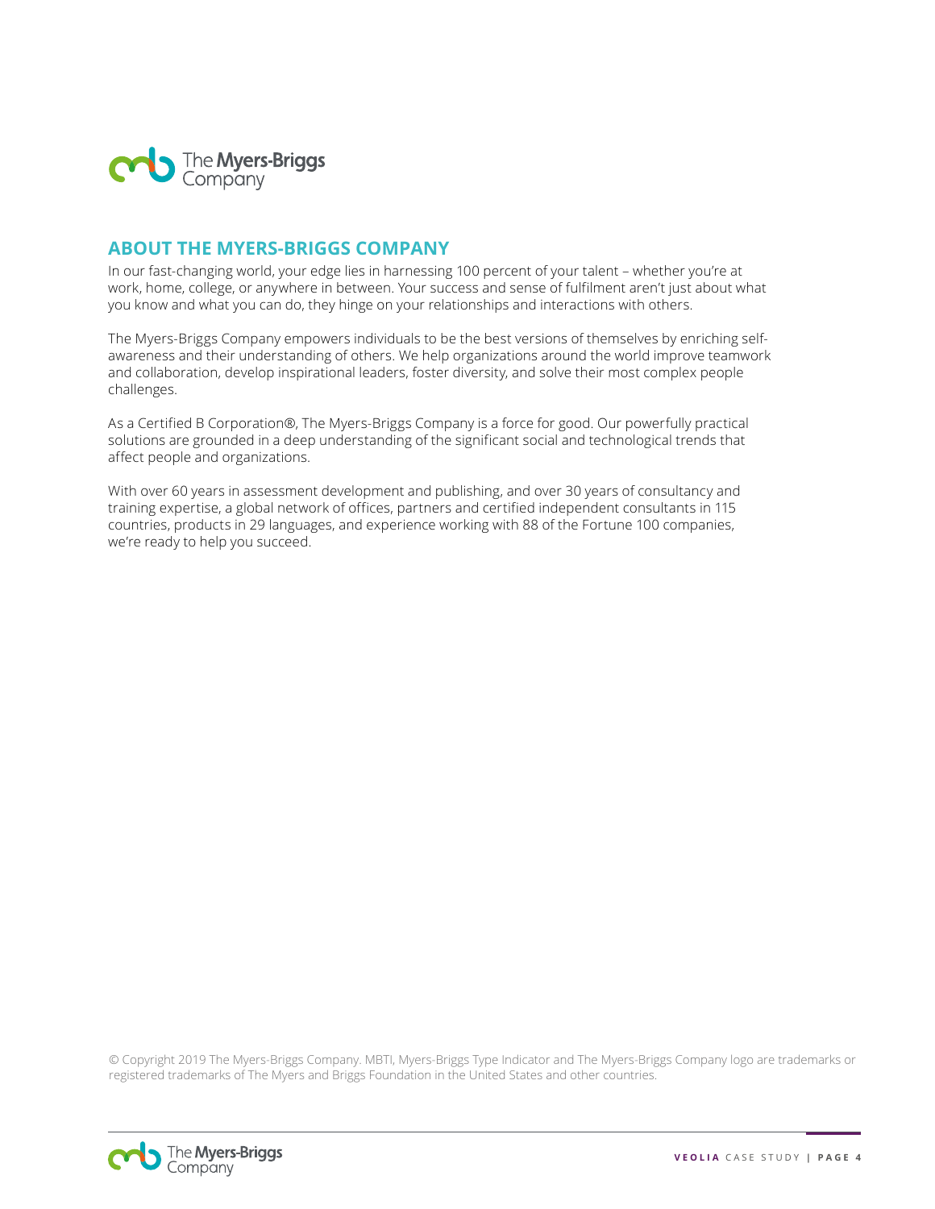## ABOUT THE MYERS-BRIGGS COMPANY

In our fast-changing world, your edge lies in harnessing 100 percent of your talent – whether you're at work, home, college, or anywhere in between. Your success and sense of fulfilment aren't just about what you know and what you can do, they hinge on your relationships and interactions with others.

The Myers-Briggs Company empowers individuals to be the best versions of themselves by enriching self-awareness and their understanding of others. We help organizations around the world improve teamwork and collaboration, develop inspirational leaders, foster diversity, and solve their most complex people challenges.

As a Certified B Corporation®, The Myers-Briggs Company is a force for good. Our powerfully practical solutions are grounded in a deep understanding of the significant social and technological trends that affect people and organizations.

With over 60 years in assessment development and publishing, and over 30 years of consultancy and training expertise, a global network of offices, partners and certified independent consultants in 115 countries, products in 29 languages, and experience working with 88 of the Fortune 100 companies, we're ready to help you succeed.

© Copyright 2019 The Myers-Briggs Company. MBTI, Myers-Briggs Type Indicator and The Myers-Briggs Company logo are trademarks or registered trademarks of The Myers and Briggs Foundation in the United States and other countries.